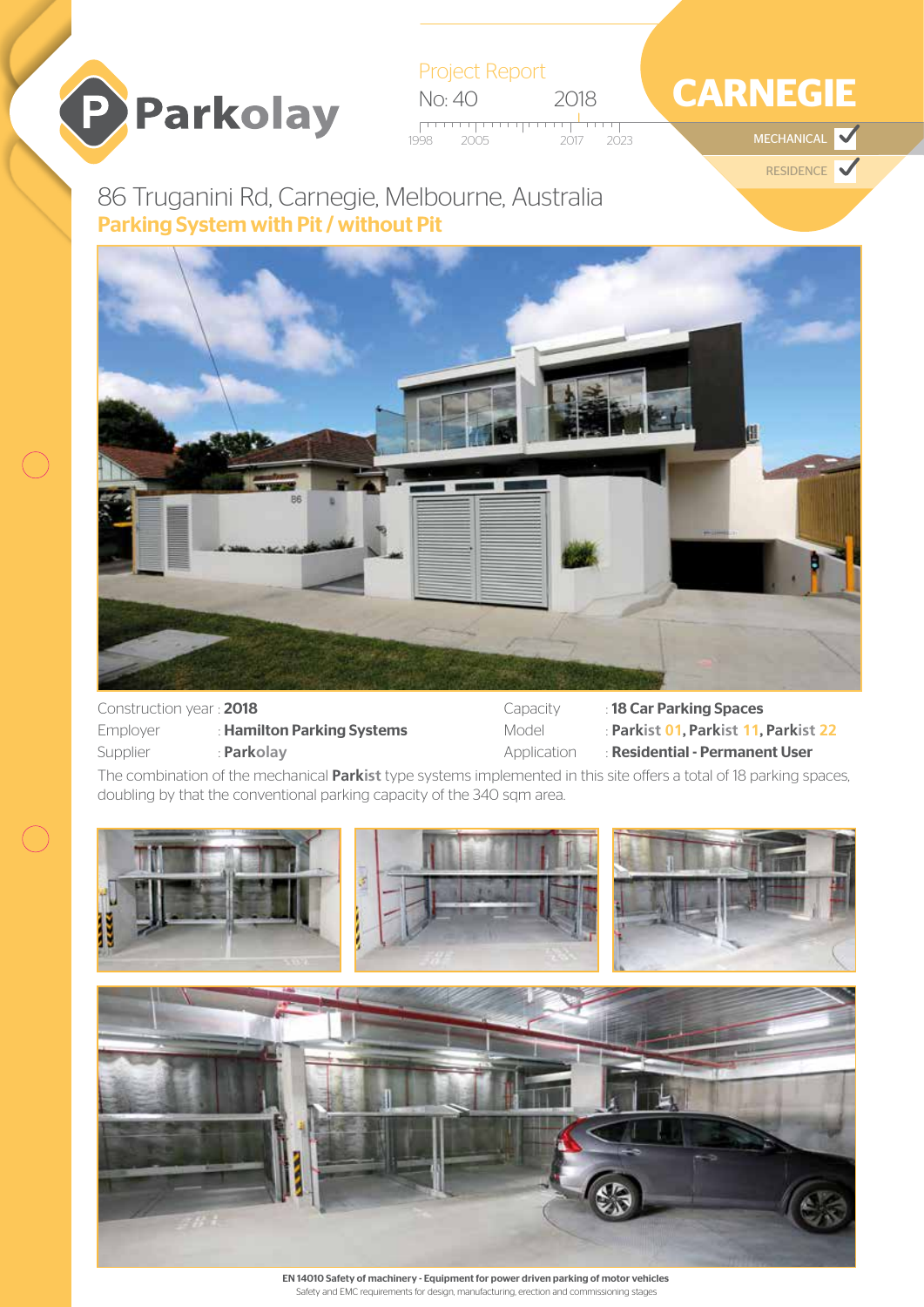# Parkolay

Project Report

No: 40 — 2018

1998 2005 2017 2023

# CARNEGIE

MECHANICAL ✓

RESIDENCE ✓

## 86 Truganini Rd, Carnegie, Melbourne, Australia

### Parking System with Pit / without Pit

| | | | |
|---|---|---|---|
| Construction year | : **2018** | Capacity | : **18 Car Parking Spaces** |
| Employer | : **Hamilton Parking Systems** | Model | : **Parkist 01, Parkist 11, Parkist 22** |
| Supplier | : **Parkolay** | Application | : **Residential - Permanent User** |

The combination of the mechanical **Parkist** type systems implemented in this site offers a total of 18 parking spaces, doubling by that the conventional parking capacity of the 340 sqm area.

**EN 14010 Safety of machinery - Equipment for power driven parking of motor vehicles**
Safety and EMC requirements for design, manufacturing, erection and commissioning stages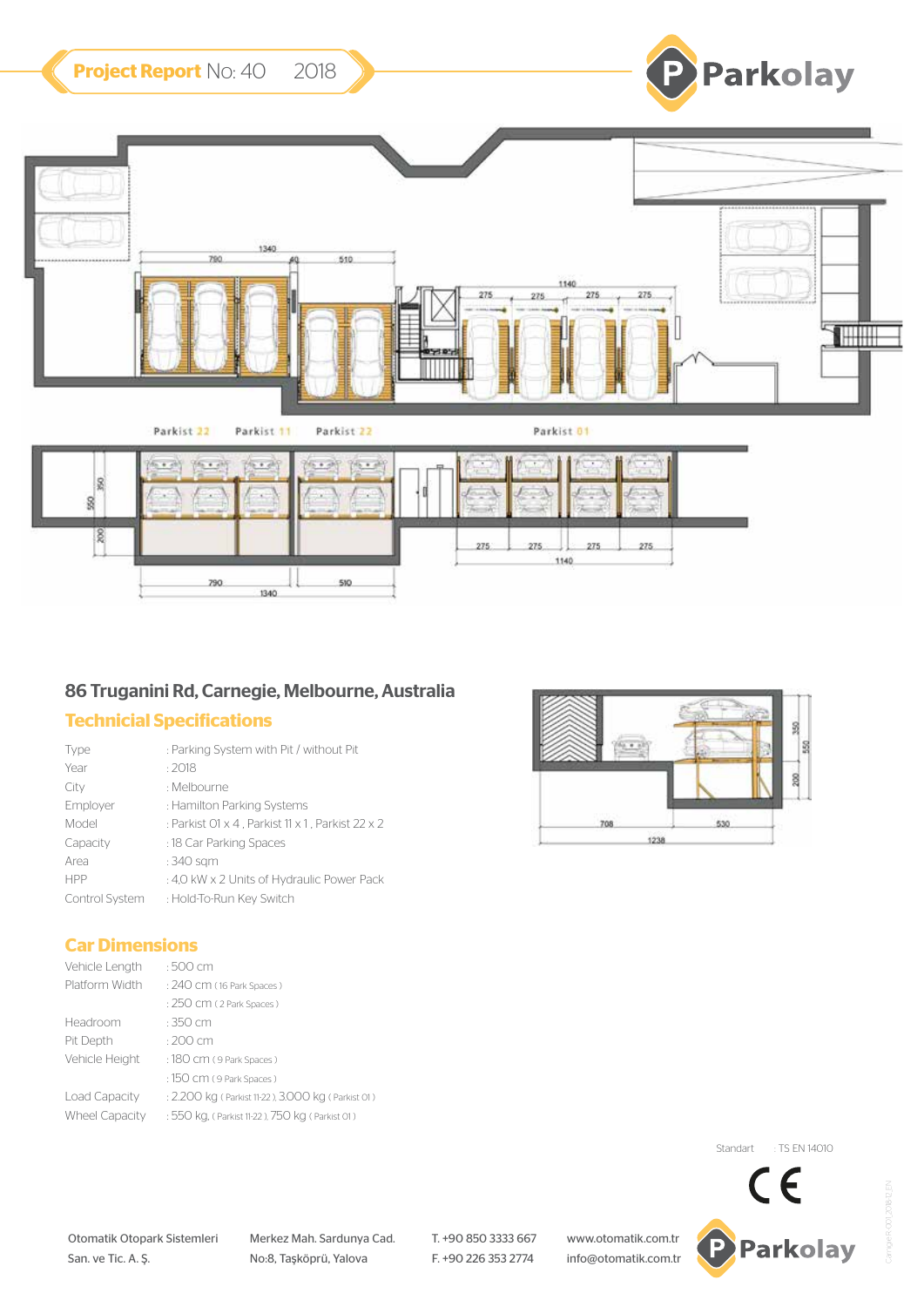**Project Report** No: 40 2018

Parkolay

Parkist 22 Parkist 11 Parkist 22 Parkist 01

## 86 Truganini Rd, Carnegie, Melbourne, Australia

### Technical Specifications

| | |
|---|---|
| Type | : Parking System with Pit / without Pit |
| Year | : 2018 |
| City | : Melbourne |
| Employer | : Hamilton Parking Systems |
| Model | : Parkist 01 x 4 , Parkist 11 x 1 , Parkist 22 x 2 |
| Capacity | : 18 Car Parking Spaces |
| Area | : 340 sqm |
| HPP | : 4,0 kW x 2 Units of Hydraulic Power Pack |
| Control System | : Hold-To-Run Key Switch |

### Car Dimensions

| | |
|---|---|
| Vehicle Length | : 500 cm |
| Platform Width | : 240 cm ( 16 Park Spaces ) |
| | : 250 cm ( 2 Park Spaces ) |
| Headroom | : 350 cm |
| Pit Depth | : 200 cm |
| Vehicle Height | : 180 cm ( 9 Park Spaces ) |
| | : 150 cm ( 9 Park Spaces ) |
| Load Capacity | : 2.200 kg ( Parkist 11-22 ), 3.000 kg ( Parkist 01 ) |
| Wheel Capacity | : 550 kg, ( Parkist 11-22 ), 750 kg ( Parkist 01 ) |

Standart : TS EN 14010

Otomatik Otopark Sistemleri San. ve Tic. A. Ş.

Merkez Mah. Sardunya Cad. No:8, Taşköprü, Yalova

T. +90 850 3333 667
F. +90 226 353 2774

www.otomatik.com.tr
info@otomatik.com.tr

Parkolay